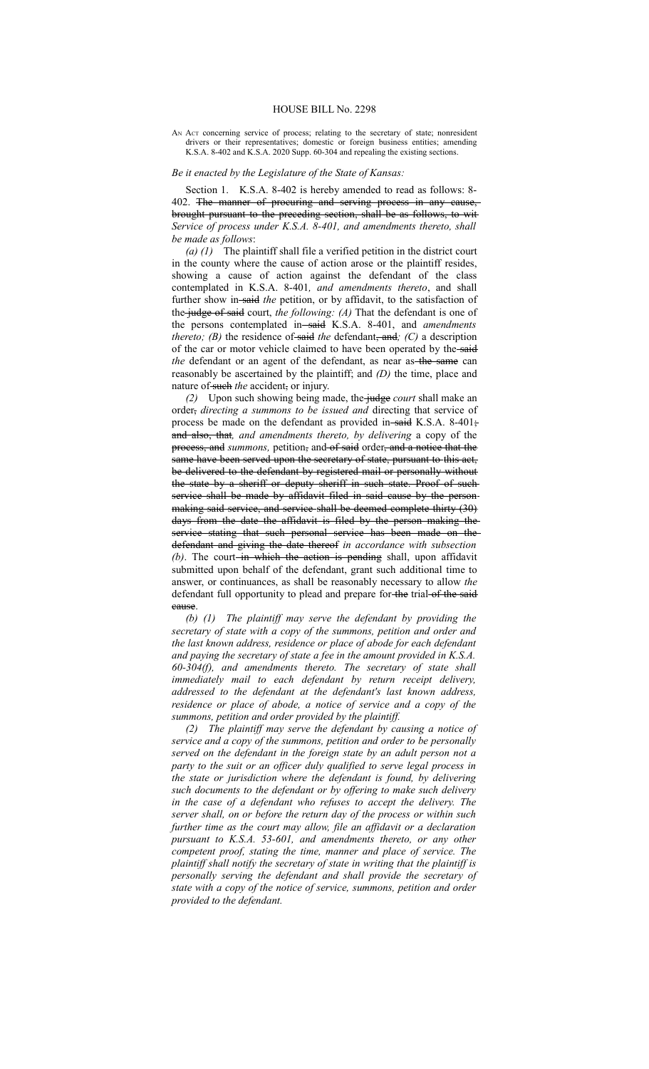# HOUSE BILL No. 2298

AN ACT concerning service of process; relating to the secretary of state; nonresident drivers or their representatives; domestic or foreign business entities; amending K.S.A. 8-402 and K.S.A. 2020 Supp. 60-304 and repealing the existing sections.

*Be it enacted by the Legislature of the State of Kansas:*

Section 1. K.S.A. 8-402 is hereby amended to read as follows: 8-402. ~~The manner of procuring and serving process in any cause, brought pursuant to the preceding section, shall be as follows, to wit~~ *Service of process under K.S.A. 8-401, and amendments thereto, shall be made as follows*:

*(a) (1)* The plaintiff shall file a verified petition in the district court in the county where the cause of action arose or the plaintiff resides, showing a cause of action against the defendant of the class contemplated in K.S.A. 8-401*, and amendments thereto*, and shall further show in ~~said~~ *the* petition, or by affidavit, to the satisfaction of the ~~judge of said~~ court, *the following: (A)* That the defendant is one of the persons contemplated in ~~said~~ K.S.A. 8-401, and *amendments thereto; (B)* the residence of ~~said~~ *the* defendant~~, and~~*; (C)* a description of the car or motor vehicle claimed to have been operated by the ~~said~~ *the* defendant or an agent of the defendant, as near as ~~the same~~ can reasonably be ascertained by the plaintiff; and *(D)* the time, place and nature of ~~such~~ *the* accident~~,~~ or injury.

*(2)* Upon such showing being made, the ~~judge~~ *court* shall make an order~~,~~ *directing a summons to be issued and* directing that service of process be made on the defendant as provided in ~~said~~ K.S.A. 8-401~~;~~ ~~and also, that~~*, and amendments thereto, by delivering* a copy of the ~~process, and~~ *summons,* petition~~,~~ and ~~of said~~ order~~, and a notice that the same have been served upon the secretary of state, pursuant to this act, be delivered to the defendant by registered mail or personally without the state by a sheriff or deputy sheriff in such state. Proof of such service shall be made by affidavit filed in said cause by the person making said service, and service shall be deemed complete thirty (30) days from the date the affidavit is filed by the person making the service stating that such personal service has been made on the defendant and giving the date thereof~~ *in accordance with subsection (b)*. The court ~~in which the action is pending~~ shall, upon affidavit submitted upon behalf of the defendant, grant such additional time to answer, or continuances, as shall be reasonably necessary to allow *the* defendant full opportunity to plead and prepare for ~~the~~ trial ~~of the said cause~~.

*(b) (1) The plaintiff may serve the defendant by providing the secretary of state with a copy of the summons, petition and order and the last known address, residence or place of abode for each defendant and paying the secretary of state a fee in the amount provided in K.S.A. 60-304(f), and amendments thereto. The secretary of state shall immediately mail to each defendant by return receipt delivery, addressed to the defendant at the defendant's last known address, residence or place of abode, a notice of service and a copy of the summons, petition and order provided by the plaintiff.*

*(2) The plaintiff may serve the defendant by causing a notice of service and a copy of the summons, petition and order to be personally served on the defendant in the foreign state by an adult person not a party to the suit or an officer duly qualified to serve legal process in the state or jurisdiction where the defendant is found, by delivering such documents to the defendant or by offering to make such delivery in the case of a defendant who refuses to accept the delivery. The server shall, on or before the return day of the process or within such further time as the court may allow, file an affidavit or a declaration pursuant to K.S.A. 53-601, and amendments thereto, or any other competent proof, stating the time, manner and place of service. The plaintiff shall notify the secretary of state in writing that the plaintiff is personally serving the defendant and shall provide the secretary of state with a copy of the notice of service, summons, petition and order provided to the defendant.*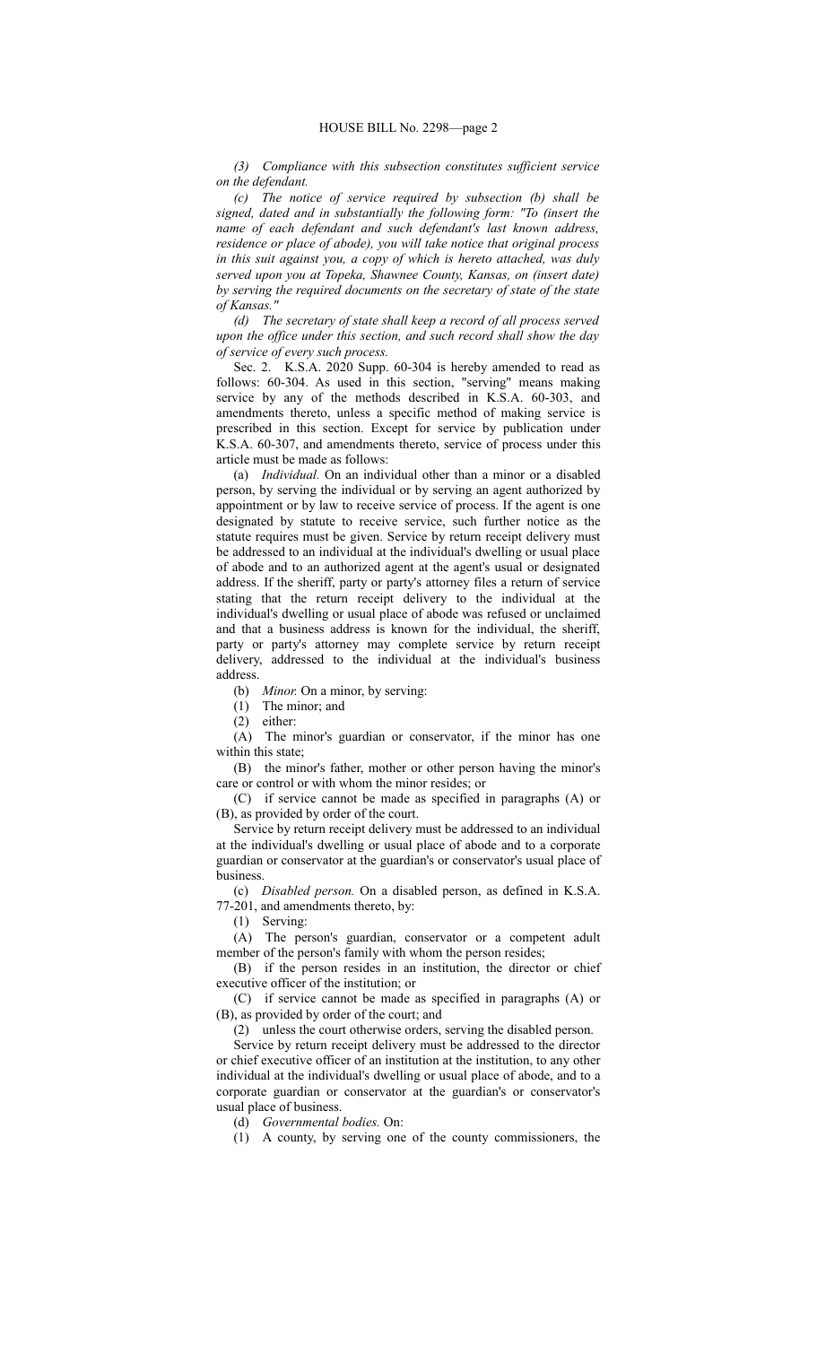*(3) Compliance with this subsection constitutes sufficient service on the defendant.*

*(c) The notice of service required by subsection (b) shall be signed, dated and in substantially the following form: "To (insert the name of each defendant and such defendant's last known address, residence or place of abode), you will take notice that original process in this suit against you, a copy of which is hereto attached, was duly served upon you at Topeka, Shawnee County, Kansas, on (insert date) by serving the required documents on the secretary of state of the state of Kansas."*

*(d) The secretary of state shall keep a record of all process served upon the office under this section, and such record shall show the day of service of every such process.*

Sec. 2. K.S.A. 2020 Supp. 60-304 is hereby amended to read as follows: 60-304. As used in this section, "serving" means making service by any of the methods described in K.S.A. 60-303, and amendments thereto, unless a specific method of making service is prescribed in this section. Except for service by publication under K.S.A. 60-307, and amendments thereto, service of process under this article must be made as follows:

(a) *Individual.* On an individual other than a minor or a disabled person, by serving the individual or by serving an agent authorized by appointment or by law to receive service of process. If the agent is one designated by statute to receive service, such further notice as the statute requires must be given. Service by return receipt delivery must be addressed to an individual at the individual's dwelling or usual place of abode and to an authorized agent at the agent's usual or designated address. If the sheriff, party or party's attorney files a return of service stating that the return receipt delivery to the individual at the individual's dwelling or usual place of abode was refused or unclaimed and that a business address is known for the individual, the sheriff, party or party's attorney may complete service by return receipt delivery, addressed to the individual at the individual's business address.

(b) *Minor.* On a minor, by serving:

(1) The minor; and

(2) either:

(A) The minor's guardian or conservator, if the minor has one within this state;

(B) the minor's father, mother or other person having the minor's care or control or with whom the minor resides; or

(C) if service cannot be made as specified in paragraphs (A) or (B), as provided by order of the court.

Service by return receipt delivery must be addressed to an individual at the individual's dwelling or usual place of abode and to a corporate guardian or conservator at the guardian's or conservator's usual place of business.

(c) *Disabled person.* On a disabled person, as defined in K.S.A. 77-201, and amendments thereto, by:

(1) Serving:

(A) The person's guardian, conservator or a competent adult member of the person's family with whom the person resides;

(B) if the person resides in an institution, the director or chief executive officer of the institution; or

(C) if service cannot be made as specified in paragraphs (A) or (B), as provided by order of the court; and

(2) unless the court otherwise orders, serving the disabled person.

Service by return receipt delivery must be addressed to the director or chief executive officer of an institution at the institution, to any other individual at the individual's dwelling or usual place of abode, and to a corporate guardian or conservator at the guardian's or conservator's usual place of business.

(d) *Governmental bodies.* On:

(1) A county, by serving one of the county commissioners, the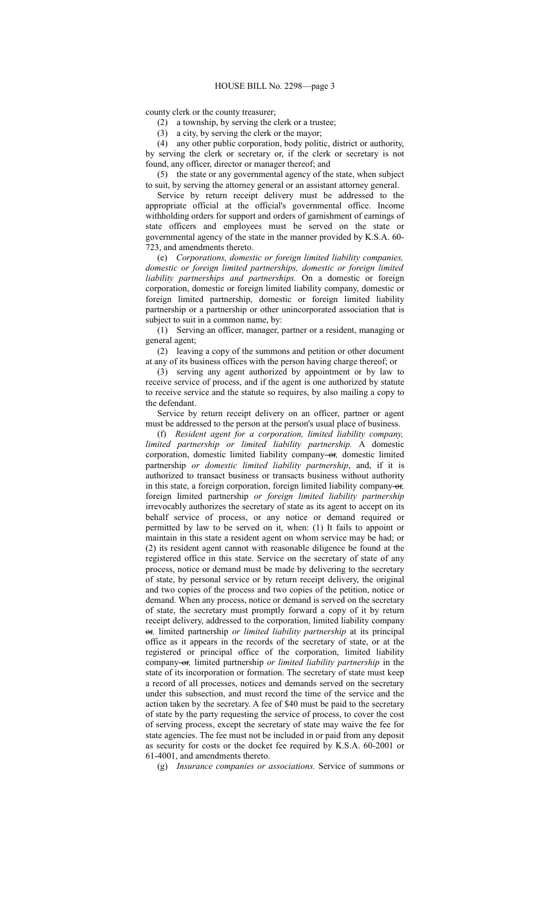county clerk or the county treasurer;

(2) a township, by serving the clerk or a trustee;

(3) a city, by serving the clerk or the mayor;

(4) any other public corporation, body politic, district or authority, by serving the clerk or secretary or, if the clerk or secretary is not found, any officer, director or manager thereof; and

(5) the state or any governmental agency of the state, when subject to suit, by serving the attorney general or an assistant attorney general.

Service by return receipt delivery must be addressed to the appropriate official at the official's governmental office. Income withholding orders for support and orders of garnishment of earnings of state officers and employees must be served on the state or governmental agency of the state in the manner provided by K.S.A. 60-723, and amendments thereto.

(e) *Corporations, domestic or foreign limited liability companies, domestic or foreign limited partnerships, domestic or foreign limited liability partnerships and partnerships.* On a domestic or foreign corporation, domestic or foreign limited liability company, domestic or foreign limited partnership, domestic or foreign limited liability partnership or a partnership or other unincorporated association that is subject to suit in a common name, by:

(1) Serving an officer, manager, partner or a resident, managing or general agent;

(2) leaving a copy of the summons and petition or other document at any of its business offices with the person having charge thereof; or

(3) serving any agent authorized by appointment or by law to receive service of process, and if the agent is one authorized by statute to receive service and the statute so requires, by also mailing a copy to the defendant.

Service by return receipt delivery on an officer, partner or agent must be addressed to the person at the person's usual place of business.

(f) *Resident agent for a corporation, limited liability company, limited partnership or limited liability partnership.* A domestic corporation, domestic limited liability company ~~or~~*,* domestic limited partnership *or domestic limited liability partnership*, and, if it is authorized to transact business or transacts business without authority in this state, a foreign corporation, foreign limited liability company ~~or~~*,* foreign limited partnership *or foreign limited liability partnership* irrevocably authorizes the secretary of state as its agent to accept on its behalf service of process, or any notice or demand required or permitted by law to be served on it, when: (1) It fails to appoint or maintain in this state a resident agent on whom service may be had; or (2) its resident agent cannot with reasonable diligence be found at the registered office in this state. Service on the secretary of state of any process, notice or demand must be made by delivering to the secretary of state, by personal service or by return receipt delivery, the original and two copies of the process and two copies of the petition, notice or demand. When any process, notice or demand is served on the secretary of state, the secretary must promptly forward a copy of it by return receipt delivery, addressed to the corporation, limited liability company ~~or~~*,* limited partnership *or limited liability partnership* at its principal office as it appears in the records of the secretary of state, or at the registered or principal office of the corporation, limited liability company ~~or~~*,* limited partnership *or limited liability partnership* in the state of its incorporation or formation. The secretary of state must keep a record of all processes, notices and demands served on the secretary under this subsection, and must record the time of the service and the action taken by the secretary. A fee of $40 must be paid to the secretary of state by the party requesting the service of process, to cover the cost of serving process, except the secretary of state may waive the fee for state agencies. The fee must not be included in or paid from any deposit as security for costs or the docket fee required by K.S.A. 60-2001 or 61-4001, and amendments thereto.

(g) *Insurance companies or associations.* Service of summons or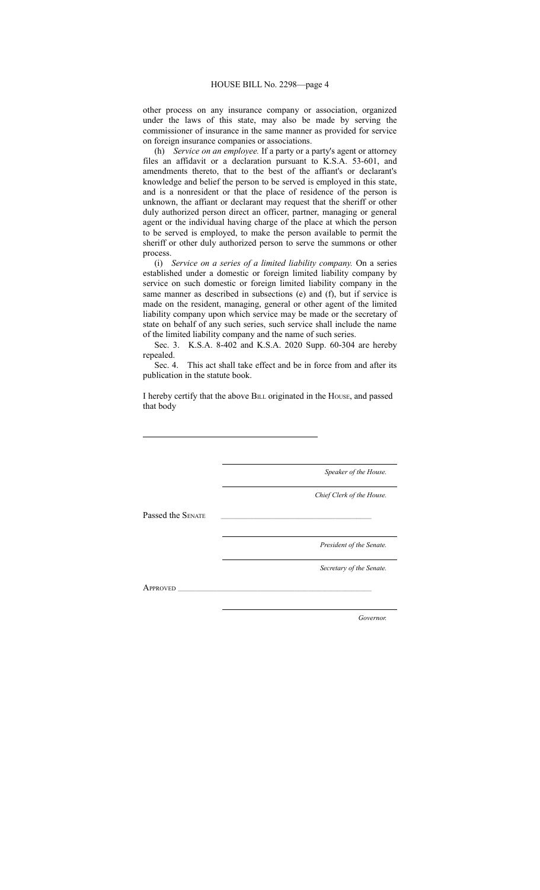other process on any insurance company or association, organized under the laws of this state, may also be made by serving the commissioner of insurance in the same manner as provided for service on foreign insurance companies or associations.

(h) *Service on an employee.* If a party or a party's agent or attorney files an affidavit or a declaration pursuant to K.S.A. 53-601, and amendments thereto, that to the best of the affiant's or declarant's knowledge and belief the person to be served is employed in this state, and is a nonresident or that the place of residence of the person is unknown, the affiant or declarant may request that the sheriff or other duly authorized person direct an officer, partner, managing or general agent or the individual having charge of the place at which the person to be served is employed, to make the person available to permit the sheriff or other duly authorized person to serve the summons or other process.

(i) *Service on a series of a limited liability company.* On a series established under a domestic or foreign limited liability company by service on such domestic or foreign limited liability company in the same manner as described in subsections (e) and (f), but if service is made on the resident, managing, general or other agent of the limited liability company upon which service may be made or the secretary of state on behalf of any such series, such service shall include the name of the limited liability company and the name of such series.

Sec. 3. K.S.A. 8-402 and K.S.A. 2020 Supp. 60-304 are hereby repealed.

Sec. 4. This act shall take effect and be in force from and after its publication in the statute book.

I hereby certify that the above BILL originated in the HOUSE, and passed that body

\_\_\_\_\_\_\_\_\_\_\_\_\_\_\_\_\_\_\_\_\_\_\_\_\_\_\_\_\_\_

\_\_\_\_\_\_\_\_\_\_\_\_\_\_\_\_\_\_\_\_\_\_\_\_\_\_\_\_\_\_
*Speaker of the House.*

\_\_\_\_\_\_\_\_\_\_\_\_\_\_\_\_\_\_\_\_\_\_\_\_\_\_\_\_\_\_
*Chief Clerk of the House.*

Passed the SENATE \_\_\_\_\_\_\_\_\_\_\_\_\_\_\_\_\_\_\_\_\_\_\_\_\_\_\_\_\_\_

\_\_\_\_\_\_\_\_\_\_\_\_\_\_\_\_\_\_\_\_\_\_\_\_\_\_\_\_\_\_
*President of the Senate.*

\_\_\_\_\_\_\_\_\_\_\_\_\_\_\_\_\_\_\_\_\_\_\_\_\_\_\_\_\_\_
*Secretary of the Senate.*

APPROVED \_\_\_\_\_\_\_\_\_\_\_\_\_\_\_\_\_\_\_\_\_\_\_\_\_\_\_\_\_\_

\_\_\_\_\_\_\_\_\_\_\_\_\_\_\_\_\_\_\_\_\_\_\_\_\_\_\_\_\_\_
*Governor.*